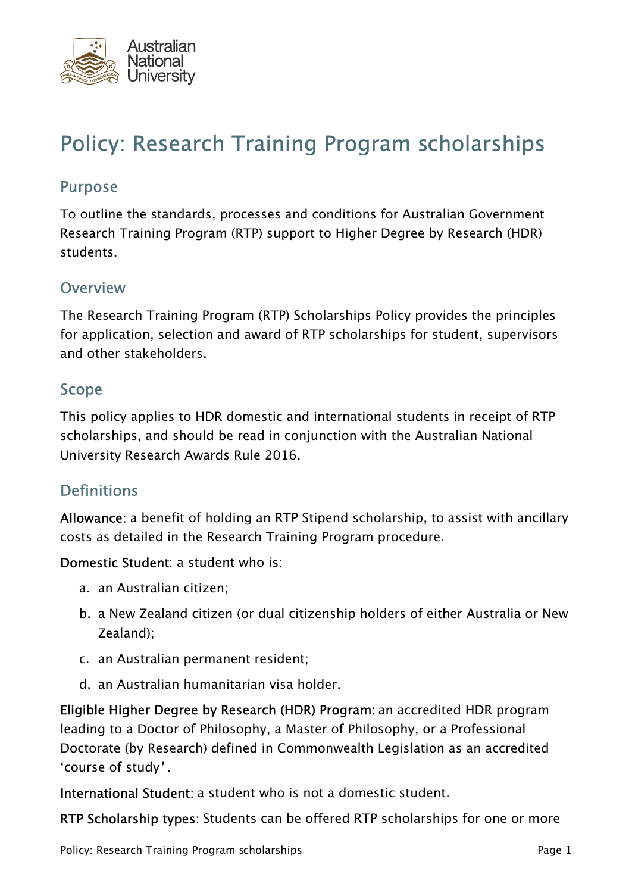# Policy: Research Training Program scholarships

## Purpose

To outline the standards, processes and conditions for Australian Government Research Training Program (RTP) support to Higher Degree by Research (HDR) students.

## Overview

The Research Training Program (RTP) Scholarships Policy provides the principles for application, selection and award of RTP scholarships for student, supervisors and other stakeholders.

## Scope

This policy applies to HDR domestic and international students in receipt of RTP scholarships, and should be read in conjunction with the Australian National University Research Awards Rule 2016.

## Definitions

**Allowance**: a benefit of holding an RTP Stipend scholarship, to assist with ancillary costs as detailed in the Research Training Program procedure.

**Domestic Student**: a student who is:

a. an Australian citizen;
b. a New Zealand citizen (or dual citizenship holders of either Australia or New Zealand);
c. an Australian permanent resident;
d. an Australian humanitarian visa holder.

**Eligible Higher Degree by Research (HDR) Program**: an accredited HDR program leading to a Doctor of Philosophy, a Master of Philosophy, or a Professional Doctorate (by Research) defined in Commonwealth Legislation as an accredited 'course of study'.

**International Student**: a student who is not a domestic student.

**RTP Scholarship types**: Students can be offered RTP scholarships for one or more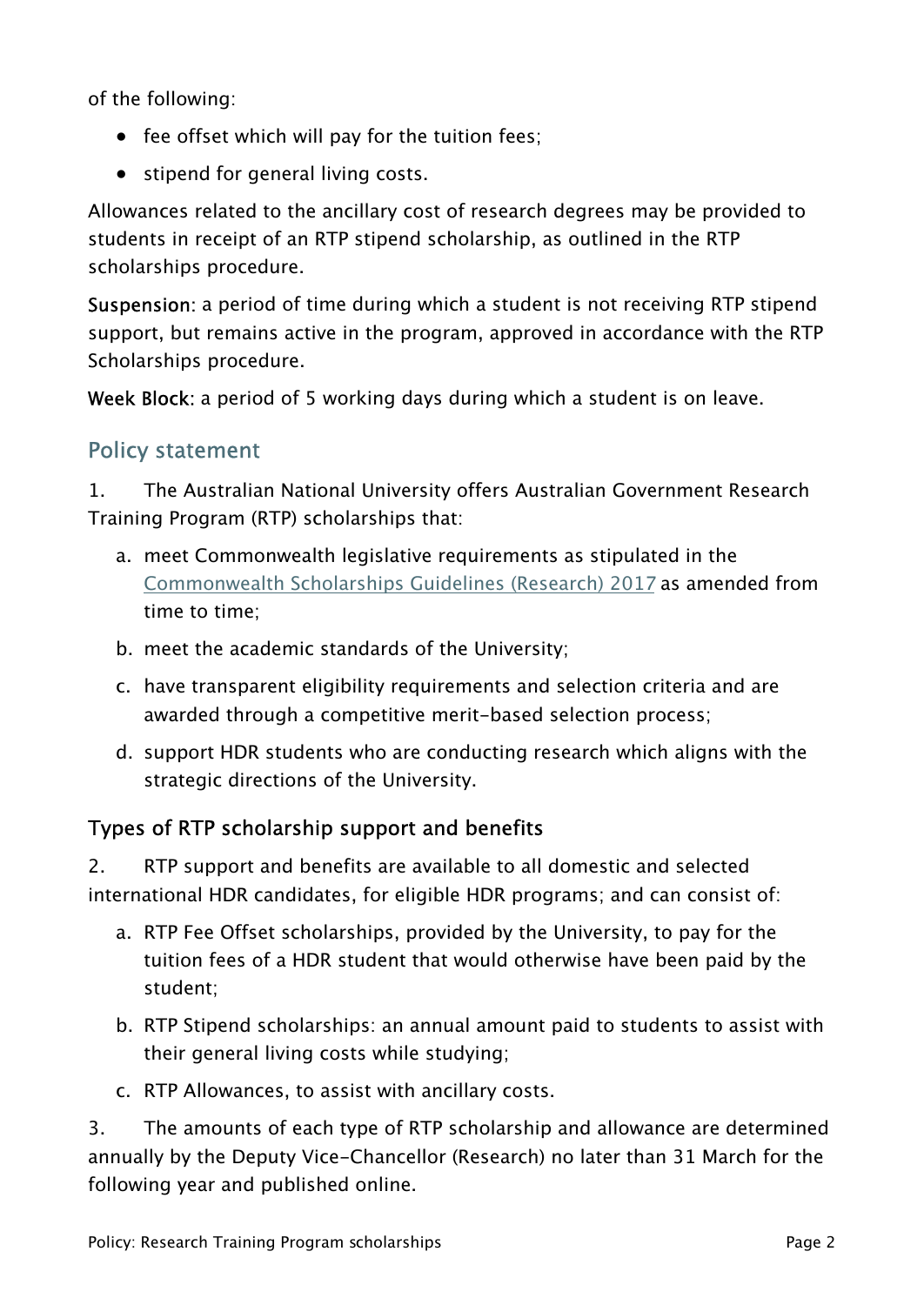of the following:

- fee offset which will pay for the tuition fees;
- stipend for general living costs.

Allowances related to the ancillary cost of research degrees may be provided to students in receipt of an RTP stipend scholarship, as outlined in the RTP scholarships procedure.

**Suspension**: a period of time during which a student is not receiving RTP stipend support, but remains active in the program, approved in accordance with the RTP Scholarships procedure.

**Week Block**: a period of 5 working days during which a student is on leave.

## Policy statement

1. The Australian National University offers Australian Government Research Training Program (RTP) scholarships that:

   a. meet Commonwealth legislative requirements as stipulated in the [Commonwealth Scholarships Guidelines (Research) 2017] as amended from time to time;

   b. meet the academic standards of the University;

   c. have transparent eligibility requirements and selection criteria and are awarded through a competitive merit-based selection process;

   d. support HDR students who are conducting research which aligns with the strategic directions of the University.

### Types of RTP scholarship support and benefits

2. RTP support and benefits are available to all domestic and selected international HDR candidates, for eligible HDR programs; and can consist of:

   a. RTP Fee Offset scholarships, provided by the University, to pay for the tuition fees of a HDR student that would otherwise have been paid by the student;

   b. RTP Stipend scholarships: an annual amount paid to students to assist with their general living costs while studying;

   c. RTP Allowances, to assist with ancillary costs.

3. The amounts of each type of RTP scholarship and allowance are determined annually by the Deputy Vice-Chancellor (Research) no later than 31 March for the following year and published online.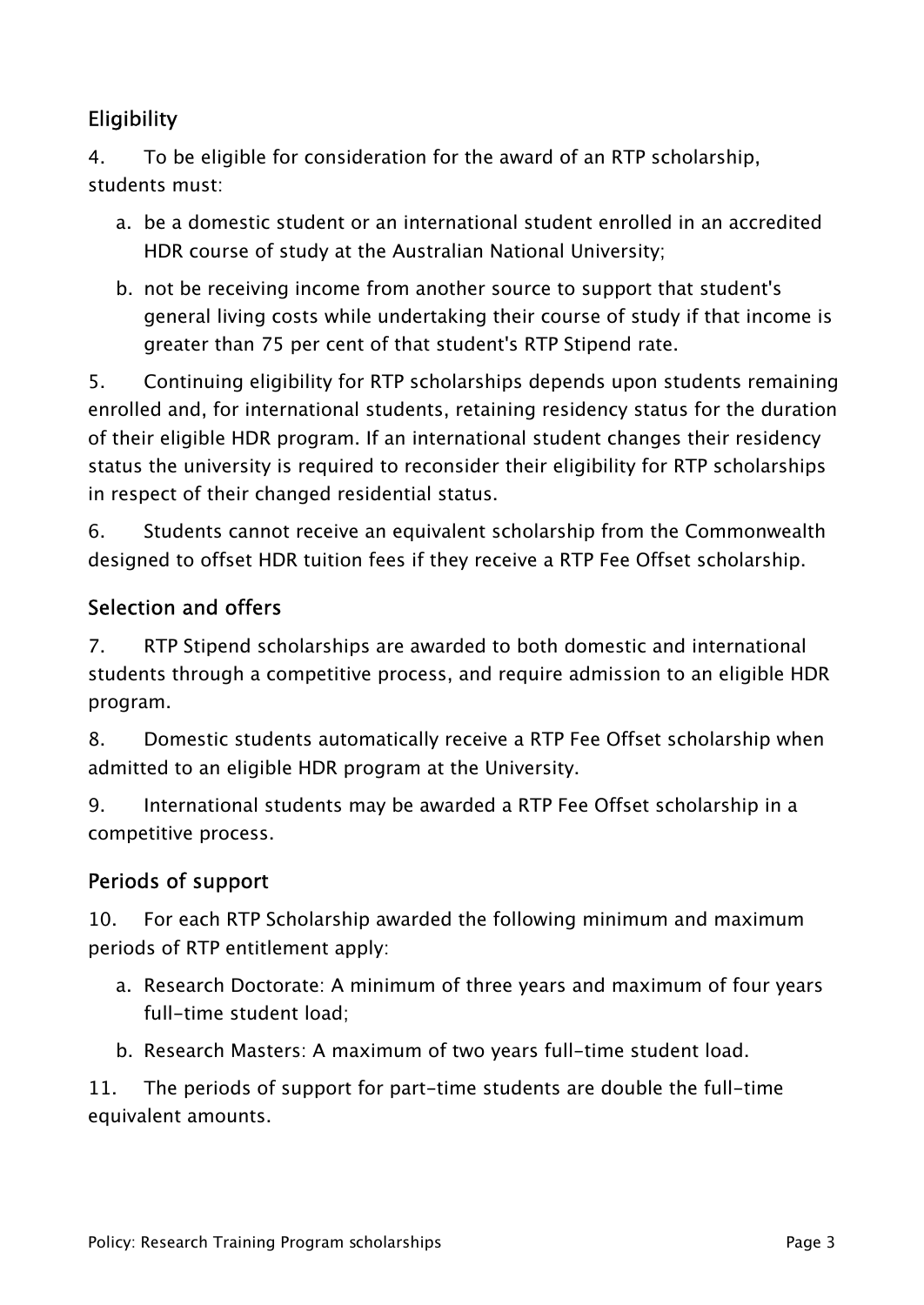## Eligibility

4. To be eligible for consideration for the award of an RTP scholarship, students must:

   a. be a domestic student or an international student enrolled in an accredited HDR course of study at the Australian National University;

   b. not be receiving income from another source to support that student's general living costs while undertaking their course of study if that income is greater than 75 per cent of that student's RTP Stipend rate.

5. Continuing eligibility for RTP scholarships depends upon students remaining enrolled and, for international students, retaining residency status for the duration of their eligible HDR program. If an international student changes their residency status the university is required to reconsider their eligibility for RTP scholarships in respect of their changed residential status.

6. Students cannot receive an equivalent scholarship from the Commonwealth designed to offset HDR tuition fees if they receive a RTP Fee Offset scholarship.

## Selection and offers

7. RTP Stipend scholarships are awarded to both domestic and international students through a competitive process, and require admission to an eligible HDR program.

8. Domestic students automatically receive a RTP Fee Offset scholarship when admitted to an eligible HDR program at the University.

9. International students may be awarded a RTP Fee Offset scholarship in a competitive process.

## Periods of support

10. For each RTP Scholarship awarded the following minimum and maximum periods of RTP entitlement apply:

   a. Research Doctorate: A minimum of three years and maximum of four years full-time student load;

   b. Research Masters: A maximum of two years full-time student load.

11. The periods of support for part-time students are double the full-time equivalent amounts.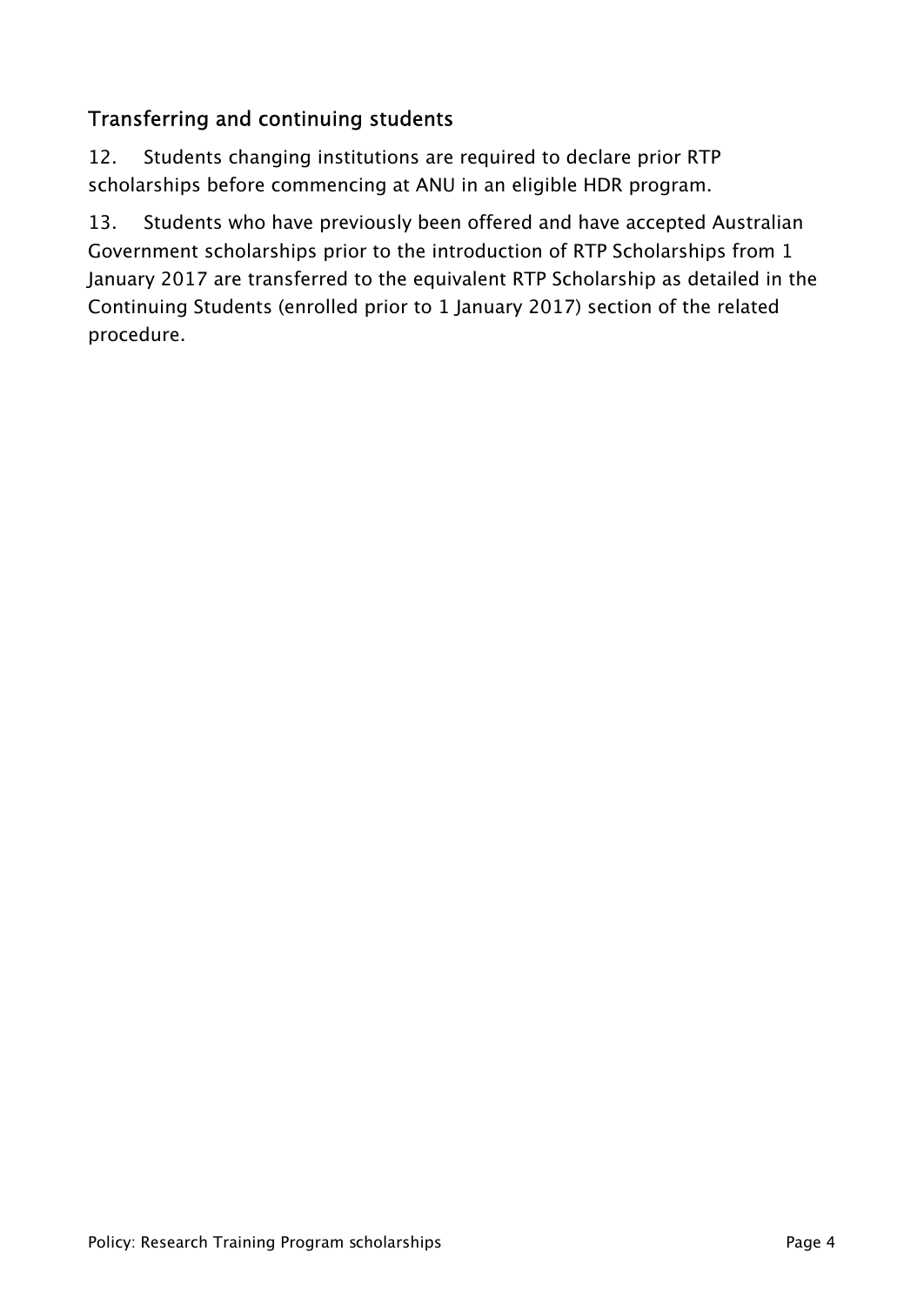## Transferring and continuing students

12. Students changing institutions are required to declare prior RTP scholarships before commencing at ANU in an eligible HDR program.

13. Students who have previously been offered and have accepted Australian Government scholarships prior to the introduction of RTP Scholarships from 1 January 2017 are transferred to the equivalent RTP Scholarship as detailed in the Continuing Students (enrolled prior to 1 January 2017) section of the related procedure.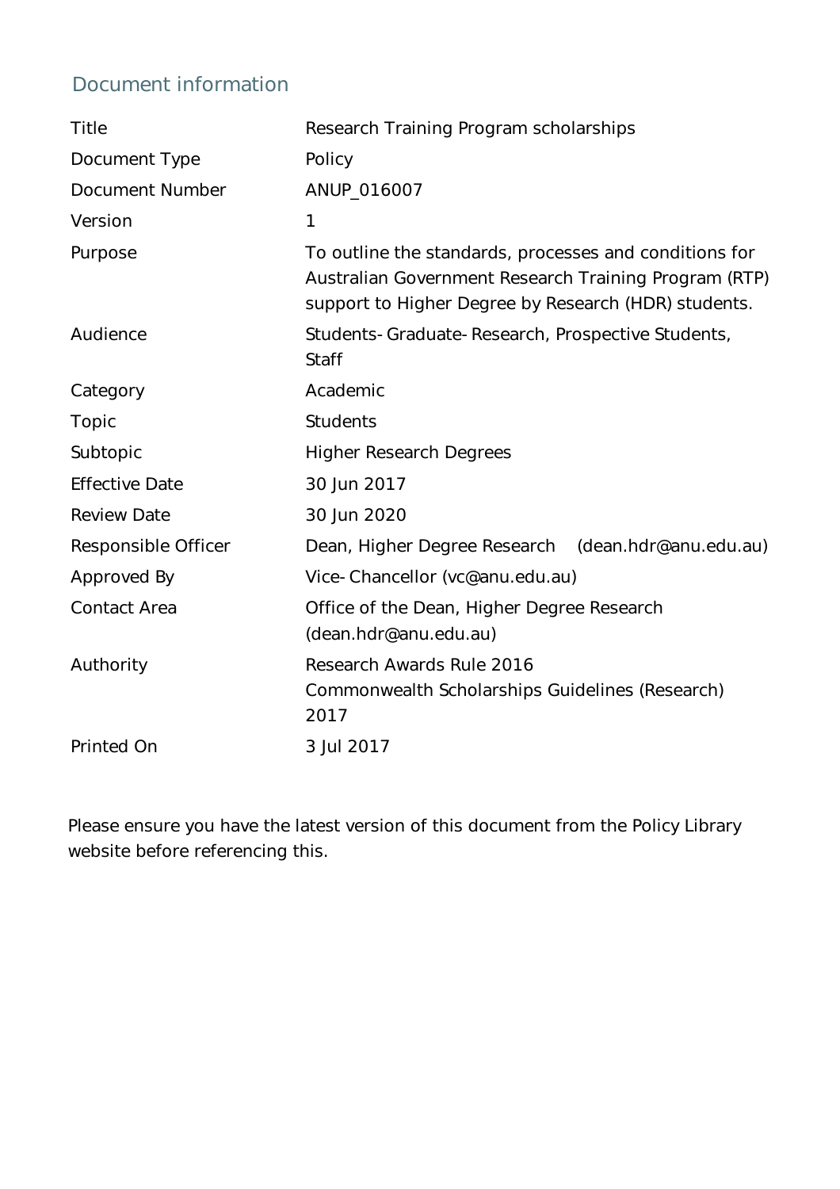## Document information

| | |
|---|---|
| Title | Research Training Program scholarships |
| Document Type | Policy |
| Document Number | ANUP_016007 |
| Version | 1 |
| Purpose | To outline the standards, processes and conditions for Australian Government Research Training Program (RTP) support to Higher Degree by Research (HDR) students. |
| Audience | Students-Graduate-Research, Prospective Students, Staff |
| Category | Academic |
| Topic | Students |
| Subtopic | Higher Research Degrees |
| Effective Date | 30 Jun 2017 |
| Review Date | 30 Jun 2020 |
| Responsible Officer | Dean, Higher Degree Research (dean.hdr@anu.edu.au) |
| Approved By | Vice-Chancellor (vc@anu.edu.au) |
| Contact Area | Office of the Dean, Higher Degree Research (dean.hdr@anu.edu.au) |
| Authority | Research Awards Rule 2016<br>Commonwealth Scholarships Guidelines (Research) 2017 |
| Printed On | 3 Jul 2017 |

Please ensure you have the latest version of this document from the Policy Library website before referencing this.